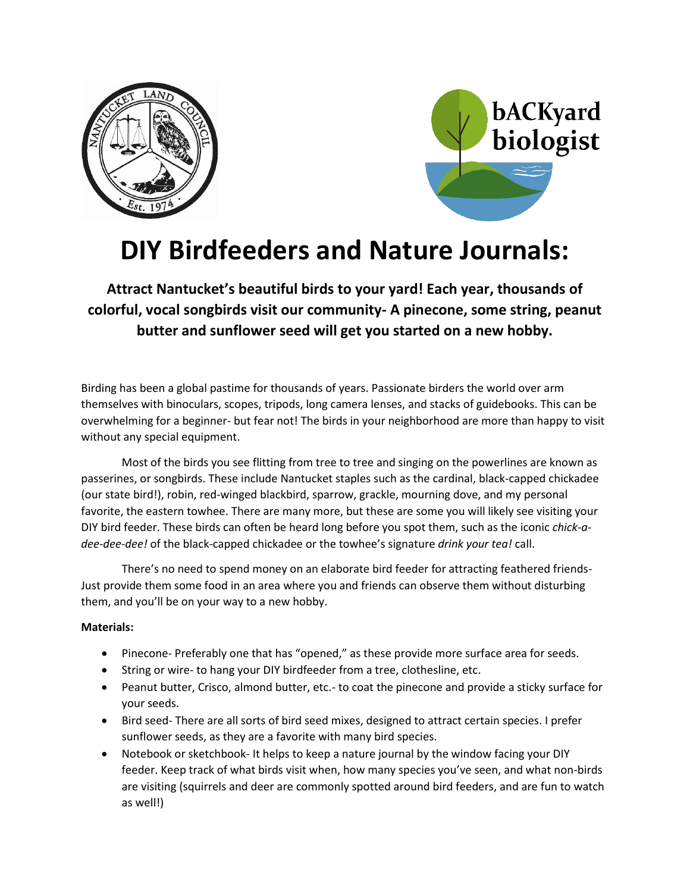# DIY Birdfeeders and Nature Journals:

**Attract Nantucket's beautiful birds to your yard! Each year, thousands of colorful, vocal songbirds visit our community- A pinecone, some string, peanut butter and sunflower seed will get you started on a new hobby.**

Birding has been a global pastime for thousands of years. Passionate birders the world over arm themselves with binoculars, scopes, tripods, long camera lenses, and stacks of guidebooks. This can be overwhelming for a beginner- but fear not! The birds in your neighborhood are more than happy to visit without any special equipment.

Most of the birds you see flitting from tree to tree and singing on the powerlines are known as passerines, or songbirds. These include Nantucket staples such as the cardinal, black-capped chickadee (our state bird!), robin, red-winged blackbird, sparrow, grackle, mourning dove, and my personal favorite, the eastern towhee. There are many more, but these are some you will likely see visiting your DIY bird feeder. These birds can often be heard long before you spot them, such as the iconic *chick-a-dee-dee-dee!* of the black-capped chickadee or the towhee's signature *drink your tea!* call.

There's no need to spend money on an elaborate bird feeder for attracting feathered friends- Just provide them some food in an area where you and friends can observe them without disturbing them, and you'll be on your way to a new hobby.

**Materials:**

- Pinecone- Preferably one that has "opened," as these provide more surface area for seeds.
- String or wire- to hang your DIY birdfeeder from a tree, clothesline, etc.
- Peanut butter, Crisco, almond butter, etc.- to coat the pinecone and provide a sticky surface for your seeds.
- Bird seed- There are all sorts of bird seed mixes, designed to attract certain species. I prefer sunflower seeds, as they are a favorite with many bird species.
- Notebook or sketchbook- It helps to keep a nature journal by the window facing your DIY feeder. Keep track of what birds visit when, how many species you've seen, and what non-birds are visiting (squirrels and deer are commonly spotted around bird feeders, and are fun to watch as well!)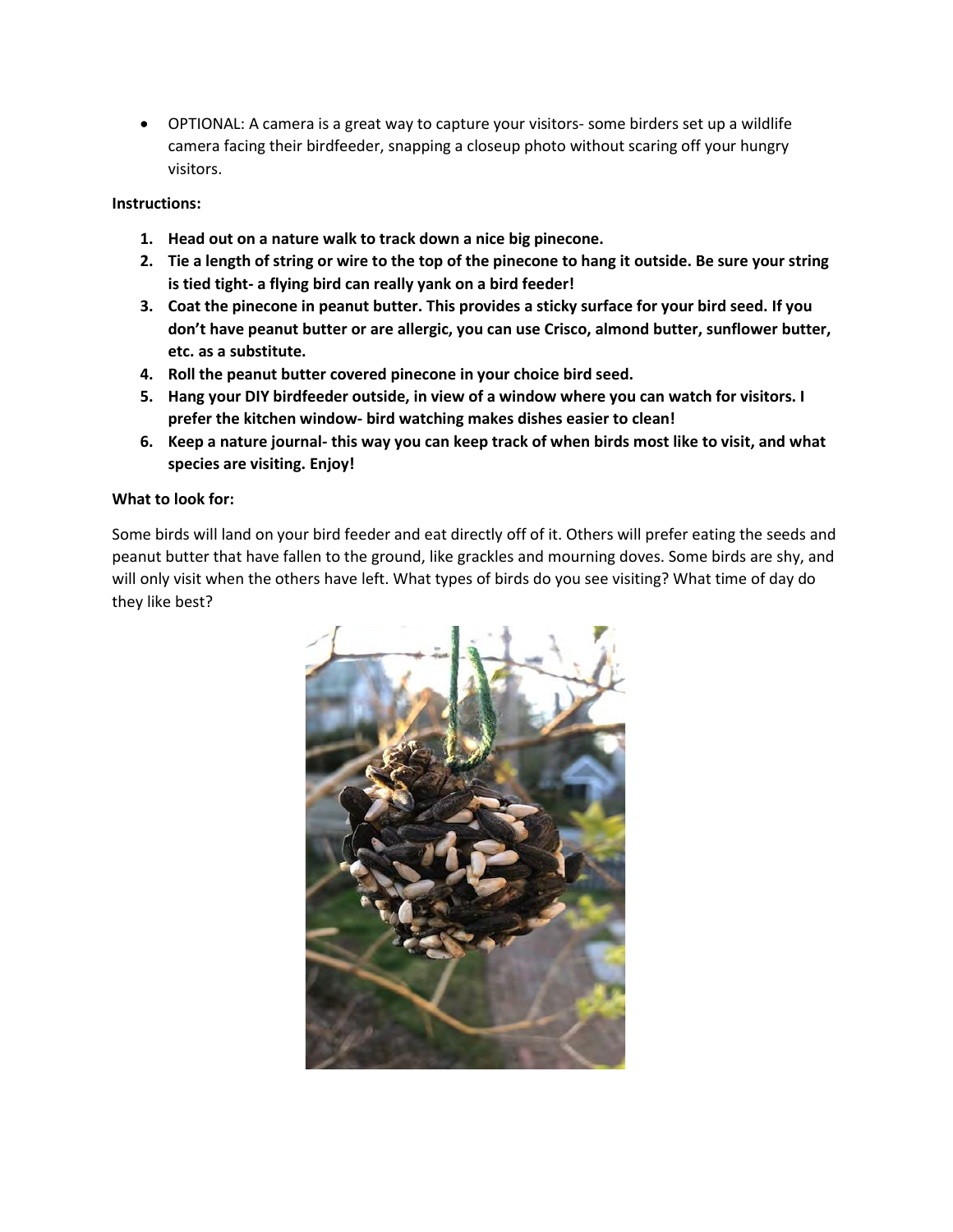- OPTIONAL: A camera is a great way to capture your visitors- some birders set up a wildlife camera facing their birdfeeder, snapping a closeup photo without scaring off your hungry visitors.

**Instructions:**

1. **Head out on a nature walk to track down a nice big pinecone.**
2. **Tie a length of string or wire to the top of the pinecone to hang it outside. Be sure your string is tied tight- a flying bird can really yank on a bird feeder!**
3. **Coat the pinecone in peanut butter. This provides a sticky surface for your bird seed. If you don't have peanut butter or are allergic, you can use Crisco, almond butter, sunflower butter, etc. as a substitute.**
4. **Roll the peanut butter covered pinecone in your choice bird seed.**
5. **Hang your DIY birdfeeder outside, in view of a window where you can watch for visitors. I prefer the kitchen window- bird watching makes dishes easier to clean!**
6. **Keep a nature journal- this way you can keep track of when birds most like to visit, and what species are visiting. Enjoy!**

**What to look for:**

Some birds will land on your bird feeder and eat directly off of it. Others will prefer eating the seeds and peanut butter that have fallen to the ground, like grackles and mourning doves. Some birds are shy, and will only visit when the others have left. What types of birds do you see visiting? What time of day do they like best?